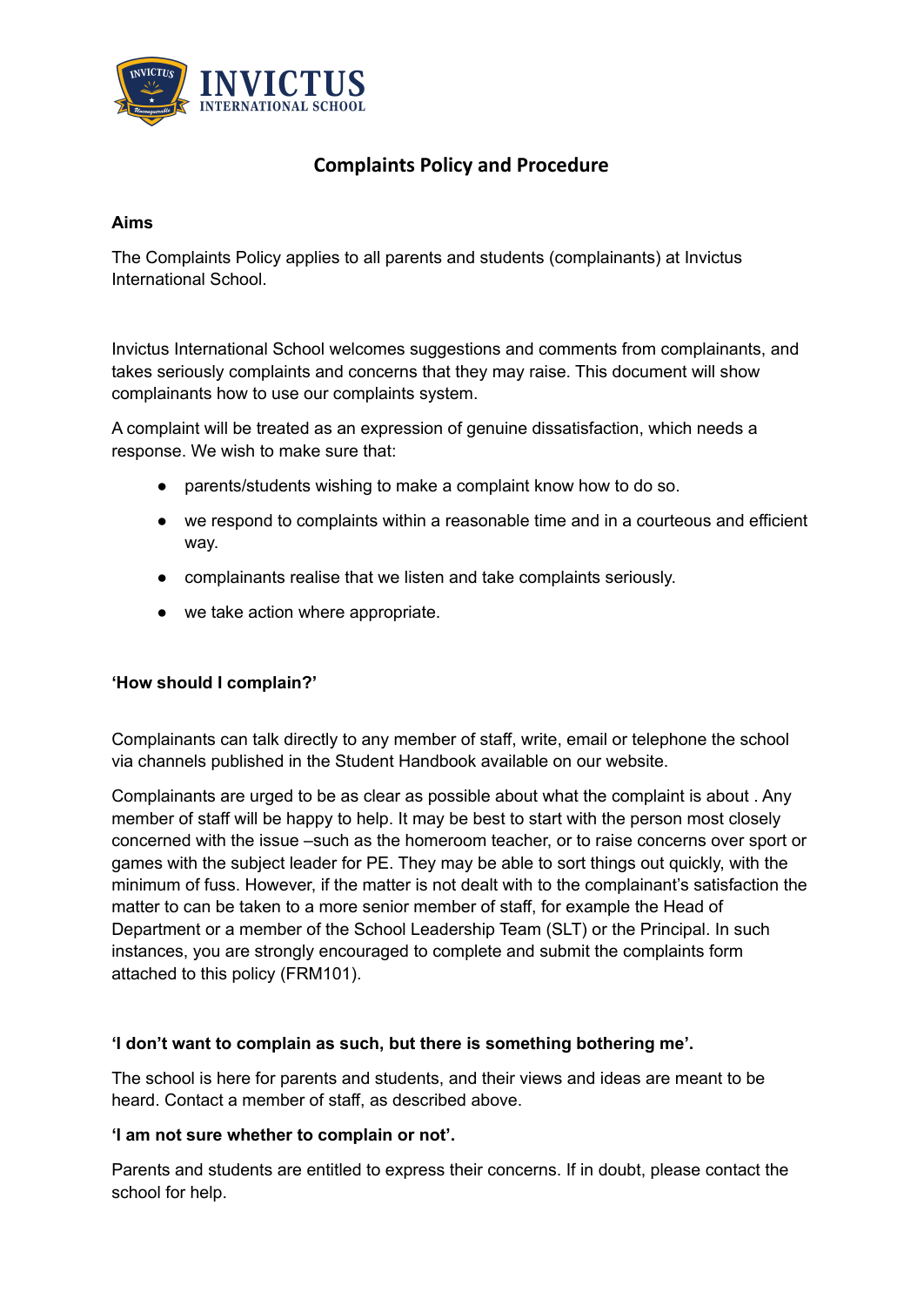# Complaints Policy and Procedure

**Aims**

The Complaints Policy applies to all parents and students (complainants) at Invictus International School.

Invictus International School welcomes suggestions and comments from complainants, and takes seriously complaints and concerns that they may raise. This document will show complainants how to use our complaints system.

A complaint will be treated as an expression of genuine dissatisfaction, which needs a response. We wish to make sure that:

- parents/students wishing to make a complaint know how to do so.
- we respond to complaints within a reasonable time and in a courteous and efficient way.
- complainants realise that we listen and take complaints seriously.
- we take action where appropriate.

**'How should I complain?'**

Complainants can talk directly to any member of staff, write, email or telephone the school via channels published in the Student Handbook available on our website.

Complainants are urged to be as clear as possible about what the complaint is about . Any member of staff will be happy to help. It may be best to start with the person most closely concerned with the issue –such as the homeroom teacher, or to raise concerns over sport or games with the subject leader for PE. They may be able to sort things out quickly, with the minimum of fuss. However, if the matter is not dealt with to the complainant's satisfaction the matter to can be taken to a more senior member of staff, for example the Head of Department or a member of the School Leadership Team (SLT) or the Principal. In such instances, you are strongly encouraged to complete and submit the complaints form attached to this policy (FRM101).

**'I don't want to complain as such, but there is something bothering me'.**

The school is here for parents and students, and their views and ideas are meant to be heard. Contact a member of staff, as described above.

**'I am not sure whether to complain or not'.**

Parents and students are entitled to express their concerns. If in doubt, please contact the school for help.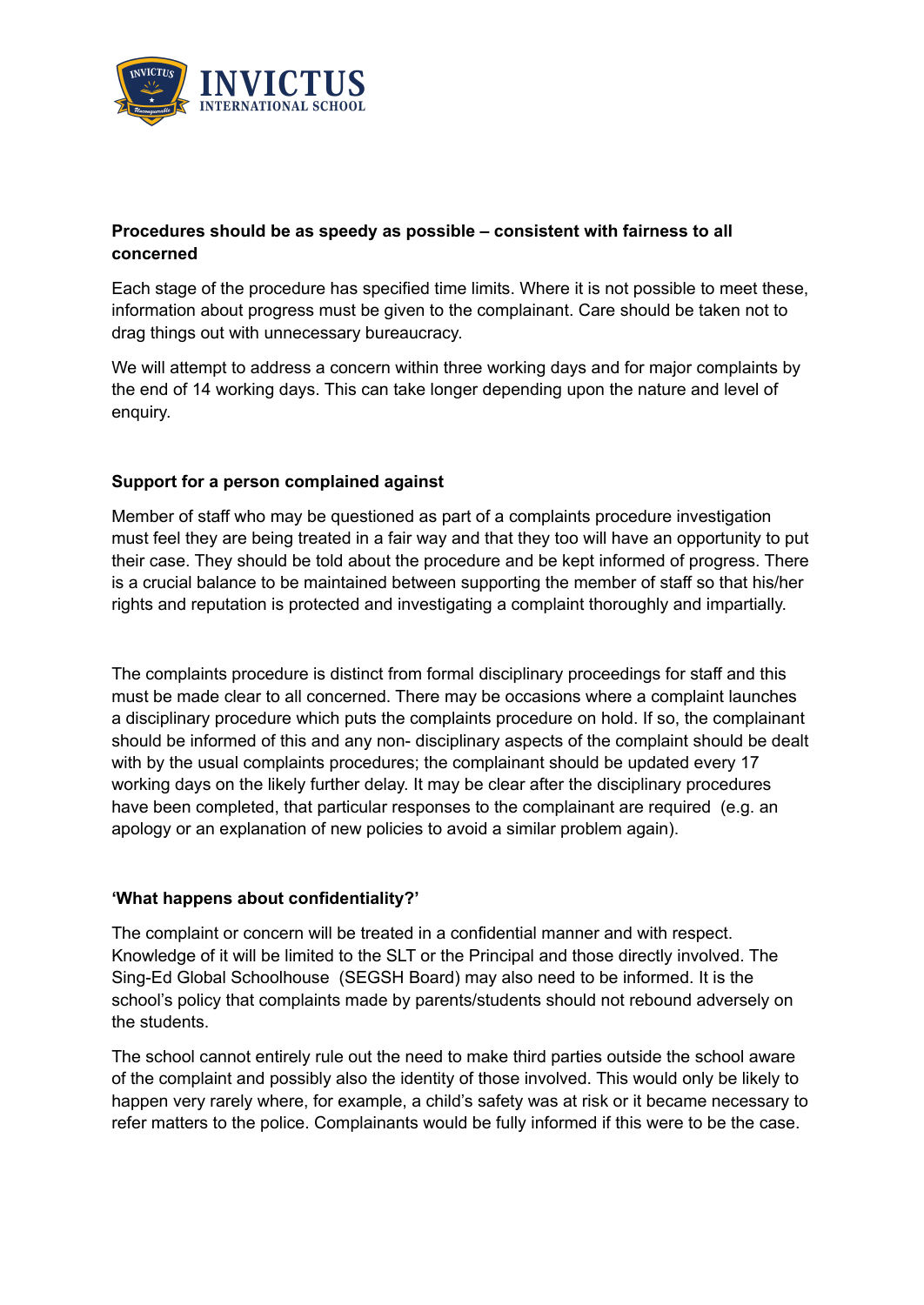**Procedures should be as speedy as possible – consistent with fairness to all concerned**

Each stage of the procedure has specified time limits. Where it is not possible to meet these, information about progress must be given to the complainant. Care should be taken not to drag things out with unnecessary bureaucracy.

We will attempt to address a concern within three working days and for major complaints by the end of 14 working days. This can take longer depending upon the nature and level of enquiry.

**Support for a person complained against**

Member of staff who may be questioned as part of a complaints procedure investigation must feel they are being treated in a fair way and that they too will have an opportunity to put their case. They should be told about the procedure and be kept informed of progress. There is a crucial balance to be maintained between supporting the member of staff so that his/her rights and reputation is protected and investigating a complaint thoroughly and impartially.

The complaints procedure is distinct from formal disciplinary proceedings for staff and this must be made clear to all concerned. There may be occasions where a complaint launches a disciplinary procedure which puts the complaints procedure on hold. If so, the complainant should be informed of this and any non- disciplinary aspects of the complaint should be dealt with by the usual complaints procedures; the complainant should be updated every 17 working days on the likely further delay. It may be clear after the disciplinary procedures have been completed, that particular responses to the complainant are required (e.g. an apology or an explanation of new policies to avoid a similar problem again).

**'What happens about confidentiality?'**

The complaint or concern will be treated in a confidential manner and with respect. Knowledge of it will be limited to the SLT or the Principal and those directly involved. The Sing-Ed Global Schoolhouse (SEGSH Board) may also need to be informed. It is the school's policy that complaints made by parents/students should not rebound adversely on the students.

The school cannot entirely rule out the need to make third parties outside the school aware of the complaint and possibly also the identity of those involved. This would only be likely to happen very rarely where, for example, a child's safety was at risk or it became necessary to refer matters to the police. Complainants would be fully informed if this were to be the case.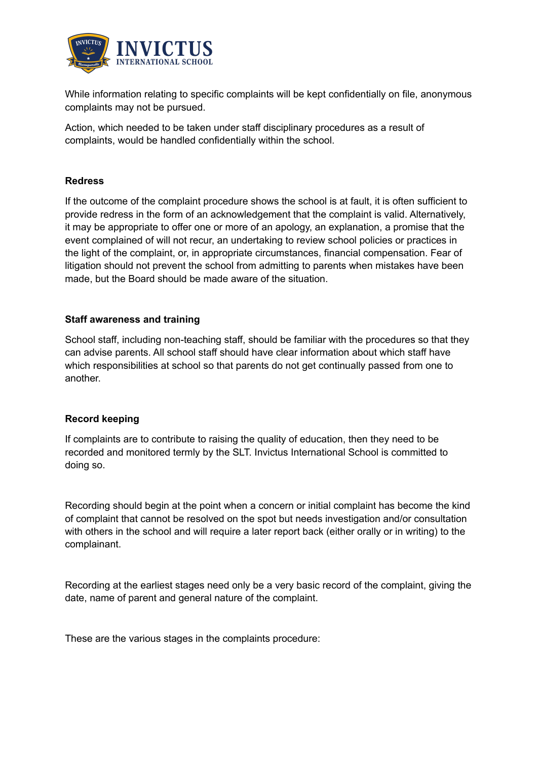While information relating to specific complaints will be kept confidentially on file, anonymous complaints may not be pursued.

Action, which needed to be taken under staff disciplinary procedures as a result of complaints, would be handled confidentially within the school.

**Redress**

If the outcome of the complaint procedure shows the school is at fault, it is often sufficient to provide redress in the form of an acknowledgement that the complaint is valid. Alternatively, it may be appropriate to offer one or more of an apology, an explanation, a promise that the event complained of will not recur, an undertaking to review school policies or practices in the light of the complaint, or, in appropriate circumstances, financial compensation. Fear of litigation should not prevent the school from admitting to parents when mistakes have been made, but the Board should be made aware of the situation.

**Staff awareness and training**

School staff, including non-teaching staff, should be familiar with the procedures so that they can advise parents. All school staff should have clear information about which staff have which responsibilities at school so that parents do not get continually passed from one to another.

**Record keeping**

If complaints are to contribute to raising the quality of education, then they need to be recorded and monitored termly by the SLT. Invictus International School is committed to doing so.

Recording should begin at the point when a concern or initial complaint has become the kind of complaint that cannot be resolved on the spot but needs investigation and/or consultation with others in the school and will require a later report back (either orally or in writing) to the complainant.

Recording at the earliest stages need only be a very basic record of the complaint, giving the date, name of parent and general nature of the complaint.

These are the various stages in the complaints procedure: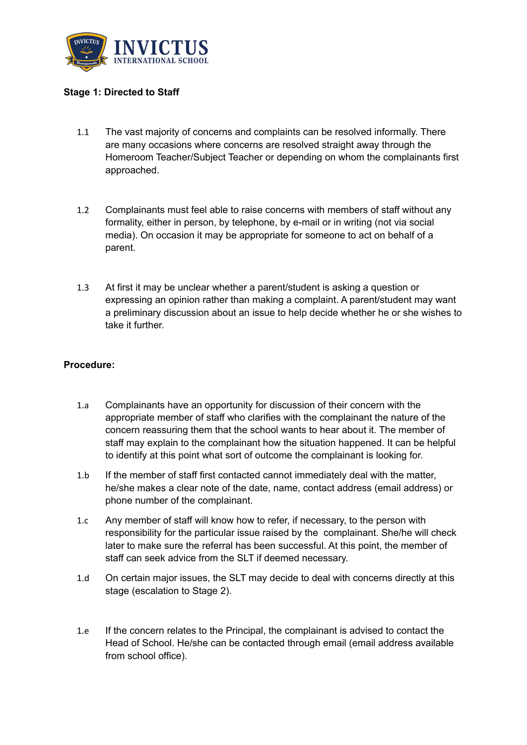**Stage 1: Directed to Staff**

1.1 The vast majority of concerns and complaints can be resolved informally. There are many occasions where concerns are resolved straight away through the Homeroom Teacher/Subject Teacher or depending on whom the complainants first approached.

1.2 Complainants must feel able to raise concerns with members of staff without any formality, either in person, by telephone, by e-mail or in writing (not via social media). On occasion it may be appropriate for someone to act on behalf of a parent.

1.3 At first it may be unclear whether a parent/student is asking a question or expressing an opinion rather than making a complaint. A parent/student may want a preliminary discussion about an issue to help decide whether he or she wishes to take it further.

**Procedure:**

1.a Complainants have an opportunity for discussion of their concern with the appropriate member of staff who clarifies with the complainant the nature of the concern reassuring them that the school wants to hear about it. The member of staff may explain to the complainant how the situation happened. It can be helpful to identify at this point what sort of outcome the complainant is looking for.

1.b If the member of staff first contacted cannot immediately deal with the matter, he/she makes a clear note of the date, name, contact address (email address) or phone number of the complainant.

1.c Any member of staff will know how to refer, if necessary, to the person with responsibility for the particular issue raised by the complainant. She/he will check later to make sure the referral has been successful. At this point, the member of staff can seek advice from the SLT if deemed necessary.

1.d On certain major issues, the SLT may decide to deal with concerns directly at this stage (escalation to Stage 2).

1.e If the concern relates to the Principal, the complainant is advised to contact the Head of School. He/she can be contacted through email (email address available from school office).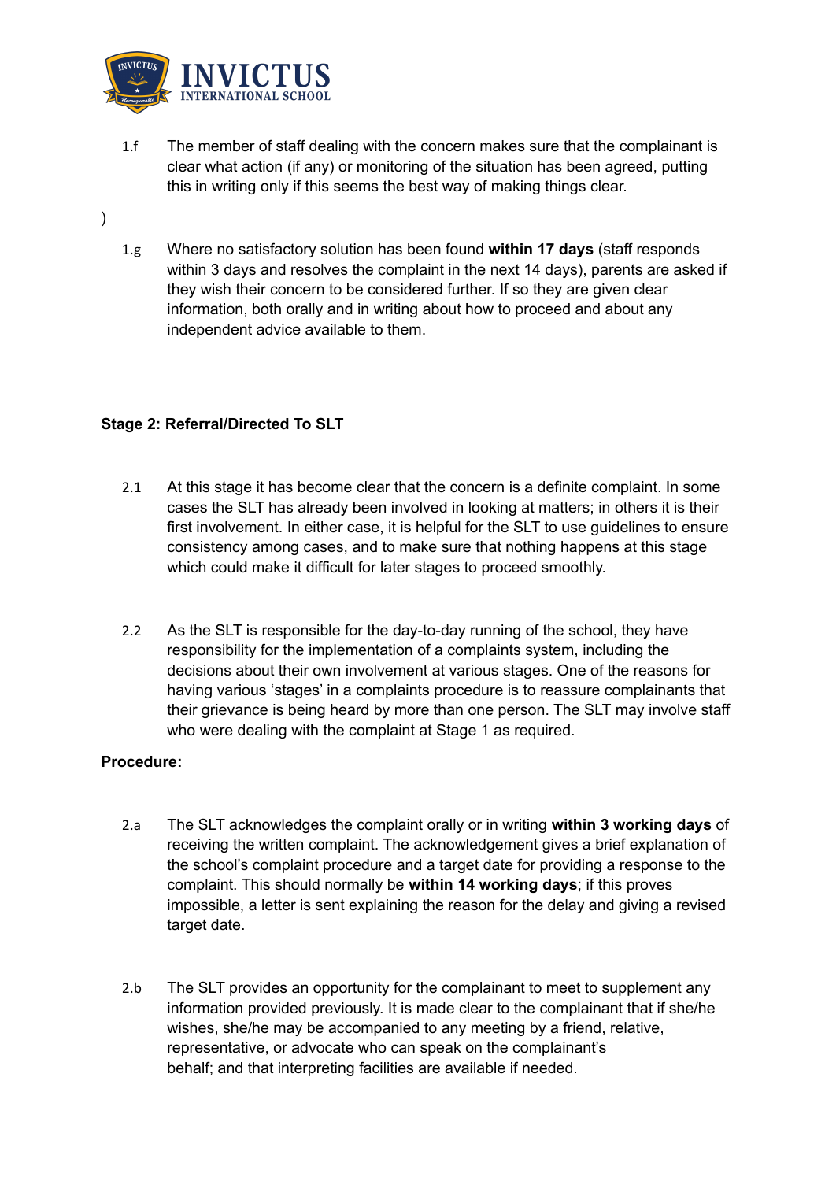1.f The member of staff dealing with the concern makes sure that the complainant is clear what action (if any) or monitoring of the situation has been agreed, putting this in writing only if this seems the best way of making things clear.

)

1.g Where no satisfactory solution has been found **within 17 days** (staff responds within 3 days and resolves the complaint in the next 14 days), parents are asked if they wish their concern to be considered further. If so they are given clear information, both orally and in writing about how to proceed and about any independent advice available to them.

**Stage 2: Referral/Directed To SLT**

2.1 At this stage it has become clear that the concern is a definite complaint. In some cases the SLT has already been involved in looking at matters; in others it is their first involvement. In either case, it is helpful for the SLT to use guidelines to ensure consistency among cases, and to make sure that nothing happens at this stage which could make it difficult for later stages to proceed smoothly.

2.2 As the SLT is responsible for the day-to-day running of the school, they have responsibility for the implementation of a complaints system, including the decisions about their own involvement at various stages. One of the reasons for having various 'stages' in a complaints procedure is to reassure complainants that their grievance is being heard by more than one person. The SLT may involve staff who were dealing with the complaint at Stage 1 as required.

**Procedure:**

2.a The SLT acknowledges the complaint orally or in writing **within 3 working days** of receiving the written complaint. The acknowledgement gives a brief explanation of the school's complaint procedure and a target date for providing a response to the complaint. This should normally be **within 14 working days**; if this proves impossible, a letter is sent explaining the reason for the delay and giving a revised target date.

2.b The SLT provides an opportunity for the complainant to meet to supplement any information provided previously. It is made clear to the complainant that if she/he wishes, she/he may be accompanied to any meeting by a friend, relative, representative, or advocate who can speak on the complainant's behalf; and that interpreting facilities are available if needed.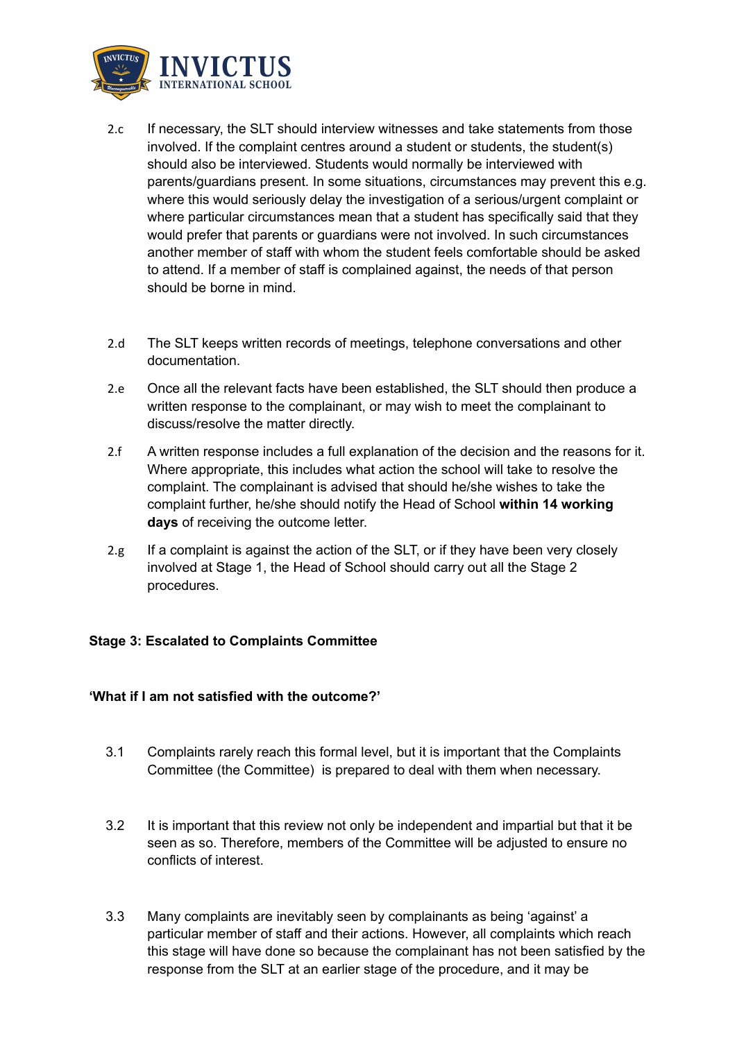2.c If necessary, the SLT should interview witnesses and take statements from those involved. If the complaint centres around a student or students, the student(s) should also be interviewed. Students would normally be interviewed with parents/guardians present. In some situations, circumstances may prevent this e.g. where this would seriously delay the investigation of a serious/urgent complaint or where particular circumstances mean that a student has specifically said that they would prefer that parents or guardians were not involved. In such circumstances another member of staff with whom the student feels comfortable should be asked to attend. If a member of staff is complained against, the needs of that person should be borne in mind.

2.d The SLT keeps written records of meetings, telephone conversations and other documentation.

2.e Once all the relevant facts have been established, the SLT should then produce a written response to the complainant, or may wish to meet the complainant to discuss/resolve the matter directly.

2.f A written response includes a full explanation of the decision and the reasons for it. Where appropriate, this includes what action the school will take to resolve the complaint. The complainant is advised that should he/she wishes to take the complaint further, he/she should notify the Head of School **within 14 working days** of receiving the outcome letter.

2.g If a complaint is against the action of the SLT, or if they have been very closely involved at Stage 1, the Head of School should carry out all the Stage 2 procedures.

**Stage 3: Escalated to Complaints Committee**

**'What if I am not satisfied with the outcome?'**

3.1 Complaints rarely reach this formal level, but it is important that the Complaints Committee (the Committee) is prepared to deal with them when necessary.

3.2 It is important that this review not only be independent and impartial but that it be seen as so. Therefore, members of the Committee will be adjusted to ensure no conflicts of interest.

3.3 Many complaints are inevitably seen by complainants as being 'against' a particular member of staff and their actions. However, all complaints which reach this stage will have done so because the complainant has not been satisfied by the response from the SLT at an earlier stage of the procedure, and it may be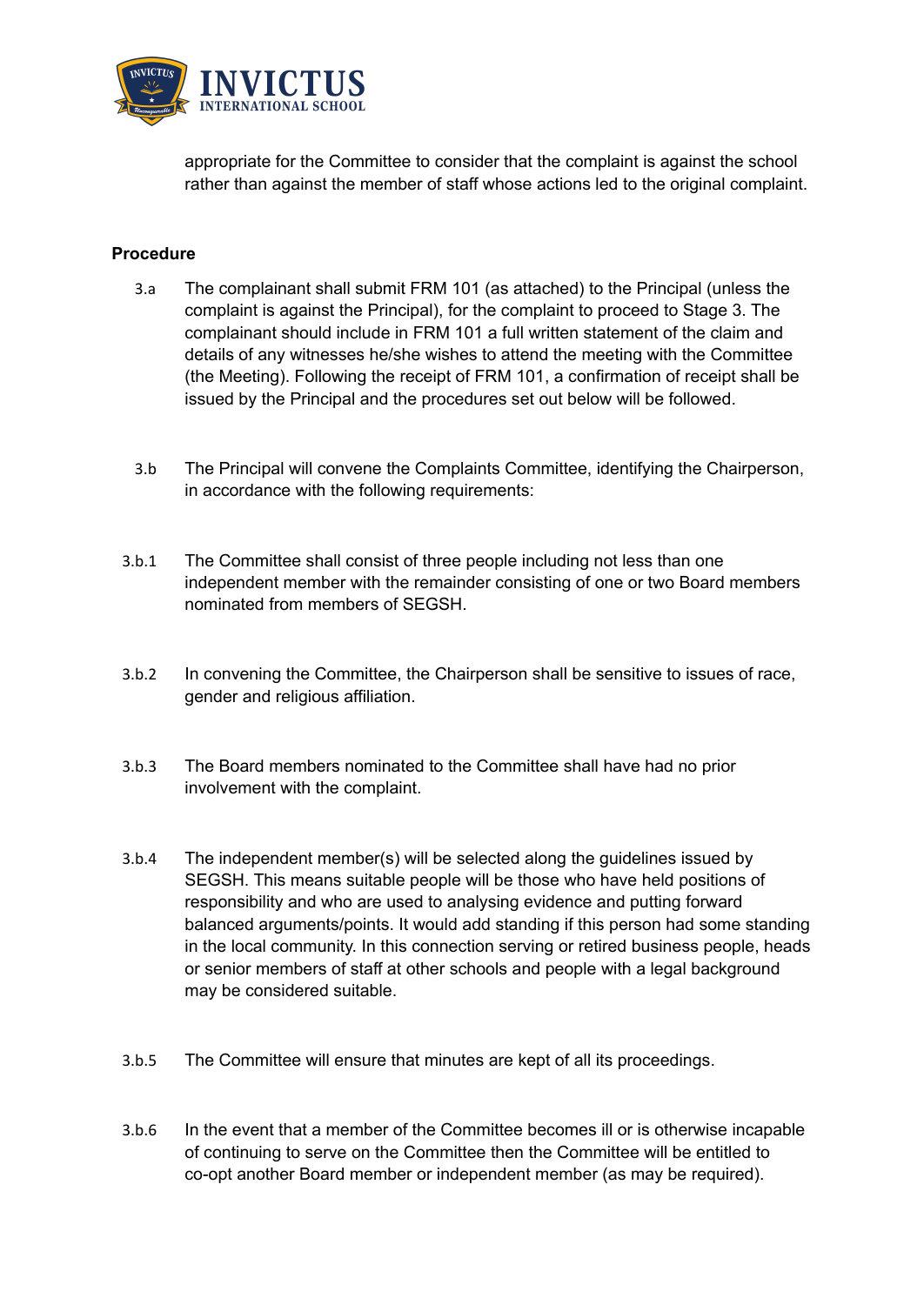appropriate for the Committee to consider that the complaint is against the school rather than against the member of staff whose actions led to the original complaint.

**Procedure**

3.a The complainant shall submit FRM 101 (as attached) to the Principal (unless the complaint is against the Principal), for the complaint to proceed to Stage 3. The complainant should include in FRM 101 a full written statement of the claim and details of any witnesses he/she wishes to attend the meeting with the Committee (the Meeting). Following the receipt of FRM 101, a confirmation of receipt shall be issued by the Principal and the procedures set out below will be followed.

3.b The Principal will convene the Complaints Committee, identifying the Chairperson, in accordance with the following requirements:

3.b.1 The Committee shall consist of three people including not less than one independent member with the remainder consisting of one or two Board members nominated from members of SEGSH.

3.b.2 In convening the Committee, the Chairperson shall be sensitive to issues of race, gender and religious affiliation.

3.b.3 The Board members nominated to the Committee shall have had no prior involvement with the complaint.

3.b.4 The independent member(s) will be selected along the guidelines issued by SEGSH. This means suitable people will be those who have held positions of responsibility and who are used to analysing evidence and putting forward balanced arguments/points. It would add standing if this person had some standing in the local community. In this connection serving or retired business people, heads or senior members of staff at other schools and people with a legal background may be considered suitable.

3.b.5 The Committee will ensure that minutes are kept of all its proceedings.

3.b.6 In the event that a member of the Committee becomes ill or is otherwise incapable of continuing to serve on the Committee then the Committee will be entitled to co-opt another Board member or independent member (as may be required).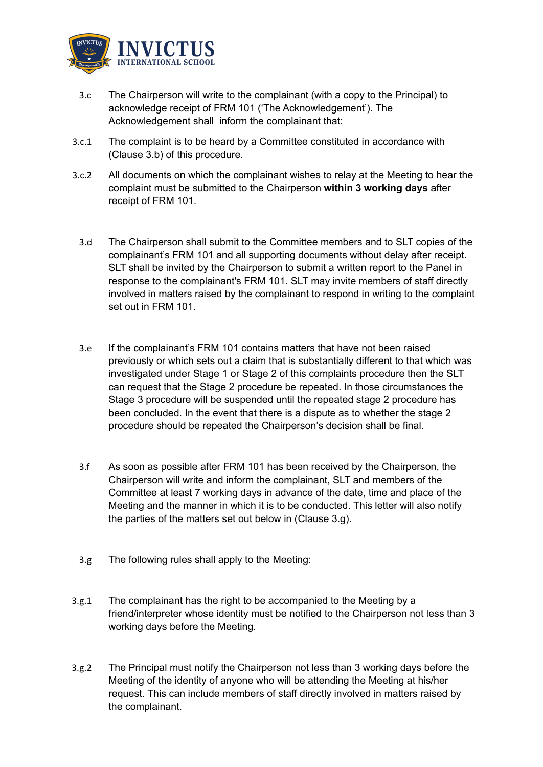3.c The Chairperson will write to the complainant (with a copy to the Principal) to acknowledge receipt of FRM 101 ('The Acknowledgement'). The Acknowledgement shall inform the complainant that:

3.c.1 The complaint is to be heard by a Committee constituted in accordance with (Clause 3.b) of this procedure.

3.c.2 All documents on which the complainant wishes to relay at the Meeting to hear the complaint must be submitted to the Chairperson **within 3 working days** after receipt of FRM 101.

3.d The Chairperson shall submit to the Committee members and to SLT copies of the complainant's FRM 101 and all supporting documents without delay after receipt. SLT shall be invited by the Chairperson to submit a written report to the Panel in response to the complainant's FRM 101. SLT may invite members of staff directly involved in matters raised by the complainant to respond in writing to the complaint set out in FRM 101.

3.e If the complainant's FRM 101 contains matters that have not been raised previously or which sets out a claim that is substantially different to that which was investigated under Stage 1 or Stage 2 of this complaints procedure then the SLT can request that the Stage 2 procedure be repeated. In those circumstances the Stage 3 procedure will be suspended until the repeated stage 2 procedure has been concluded. In the event that there is a dispute as to whether the stage 2 procedure should be repeated the Chairperson's decision shall be final.

3.f As soon as possible after FRM 101 has been received by the Chairperson, the Chairperson will write and inform the complainant, SLT and members of the Committee at least 7 working days in advance of the date, time and place of the Meeting and the manner in which it is to be conducted. This letter will also notify the parties of the matters set out below in (Clause 3.g).

3.g The following rules shall apply to the Meeting:

3.g.1 The complainant has the right to be accompanied to the Meeting by a friend/interpreter whose identity must be notified to the Chairperson not less than 3 working days before the Meeting.

3.g.2 The Principal must notify the Chairperson not less than 3 working days before the Meeting of the identity of anyone who will be attending the Meeting at his/her request. This can include members of staff directly involved in matters raised by the complainant.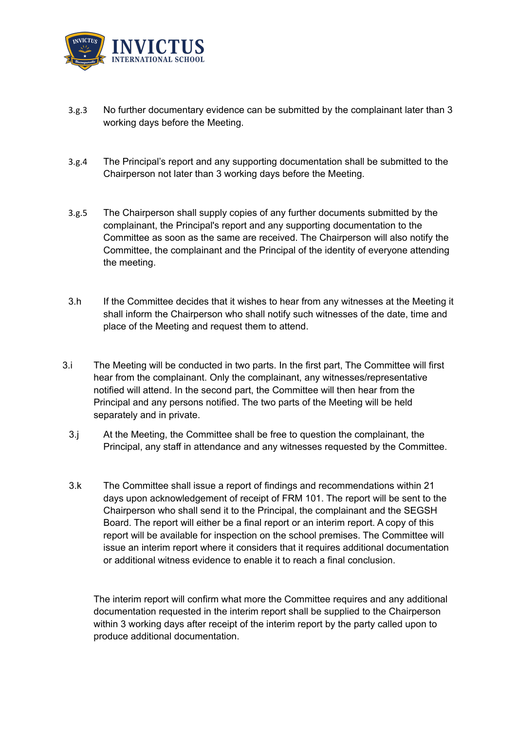3.g.3 No further documentary evidence can be submitted by the complainant later than 3 working days before the Meeting.

3.g.4 The Principal's report and any supporting documentation shall be submitted to the Chairperson not later than 3 working days before the Meeting.

3.g.5 The Chairperson shall supply copies of any further documents submitted by the complainant, the Principal's report and any supporting documentation to the Committee as soon as the same are received. The Chairperson will also notify the Committee, the complainant and the Principal of the identity of everyone attending the meeting.

3.h If the Committee decides that it wishes to hear from any witnesses at the Meeting it shall inform the Chairperson who shall notify such witnesses of the date, time and place of the Meeting and request them to attend.

3.i The Meeting will be conducted in two parts. In the first part, The Committee will first hear from the complainant. Only the complainant, any witnesses/representative notified will attend. In the second part, the Committee will then hear from the Principal and any persons notified. The two parts of the Meeting will be held separately and in private.

3.j At the Meeting, the Committee shall be free to question the complainant, the Principal, any staff in attendance and any witnesses requested by the Committee.

3.k The Committee shall issue a report of findings and recommendations within 21 days upon acknowledgement of receipt of FRM 101. The report will be sent to the Chairperson who shall send it to the Principal, the complainant and the SEGSH Board. The report will either be a final report or an interim report. A copy of this report will be available for inspection on the school premises. The Committee will issue an interim report where it considers that it requires additional documentation or additional witness evidence to enable it to reach a final conclusion.

The interim report will confirm what more the Committee requires and any additional documentation requested in the interim report shall be supplied to the Chairperson within 3 working days after receipt of the interim report by the party called upon to produce additional documentation.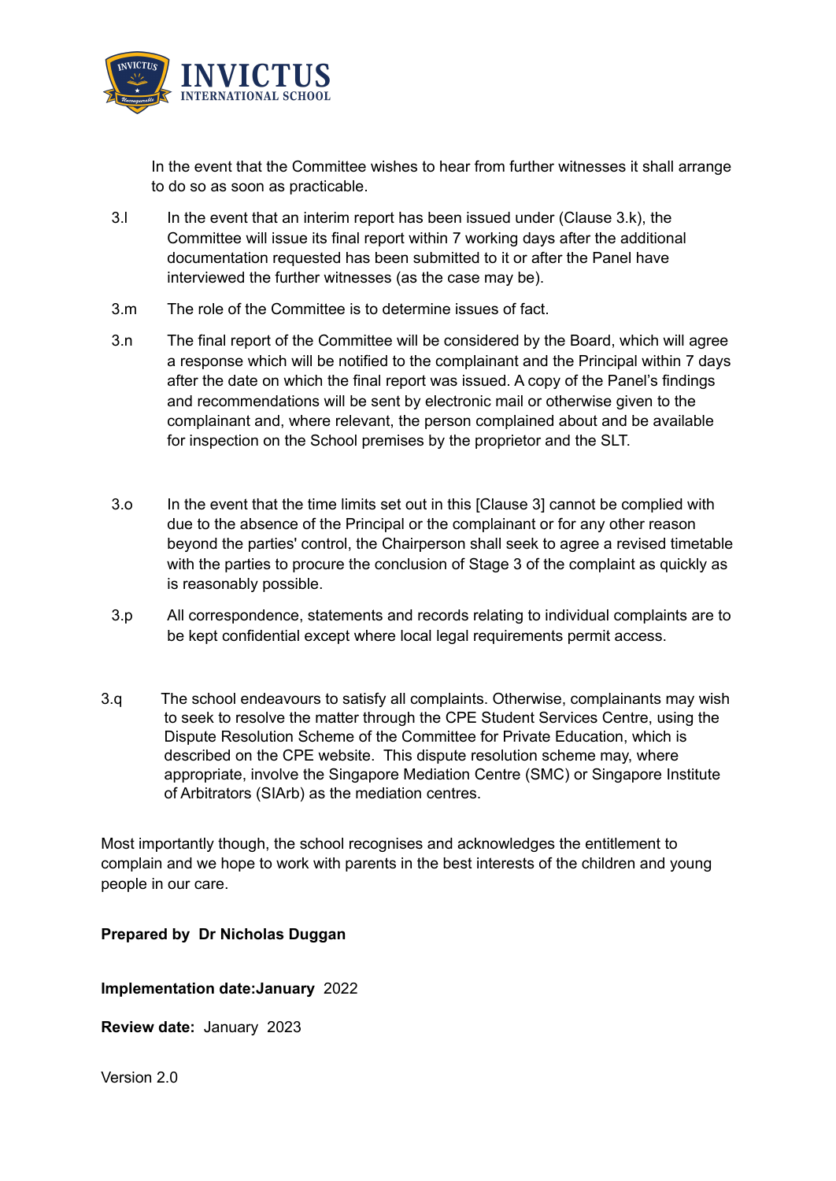In the event that the Committee wishes to hear from further witnesses it shall arrange to do so as soon as practicable.

3.l In the event that an interim report has been issued under (Clause 3.k), the Committee will issue its final report within 7 working days after the additional documentation requested has been submitted to it or after the Panel have interviewed the further witnesses (as the case may be).

3.m The role of the Committee is to determine issues of fact.

3.n The final report of the Committee will be considered by the Board, which will agree a response which will be notified to the complainant and the Principal within 7 days after the date on which the final report was issued. A copy of the Panel's findings and recommendations will be sent by electronic mail or otherwise given to the complainant and, where relevant, the person complained about and be available for inspection on the School premises by the proprietor and the SLT.

3.o In the event that the time limits set out in this [Clause 3] cannot be complied with due to the absence of the Principal or the complainant or for any other reason beyond the parties' control, the Chairperson shall seek to agree a revised timetable with the parties to procure the conclusion of Stage 3 of the complaint as quickly as is reasonably possible.

3.p All correspondence, statements and records relating to individual complaints are to be kept confidential except where local legal requirements permit access.

3.q The school endeavours to satisfy all complaints. Otherwise, complainants may wish to seek to resolve the matter through the CPE Student Services Centre, using the Dispute Resolution Scheme of the Committee for Private Education, which is described on the CPE website. This dispute resolution scheme may, where appropriate, involve the Singapore Mediation Centre (SMC) or Singapore Institute of Arbitrators (SIArb) as the mediation centres.

Most importantly though, the school recognises and acknowledges the entitlement to complain and we hope to work with parents in the best interests of the children and young people in our care.

**Prepared by Dr Nicholas Duggan**

**Implementation date:January** 2022

**Review date:** January 2023

Version 2.0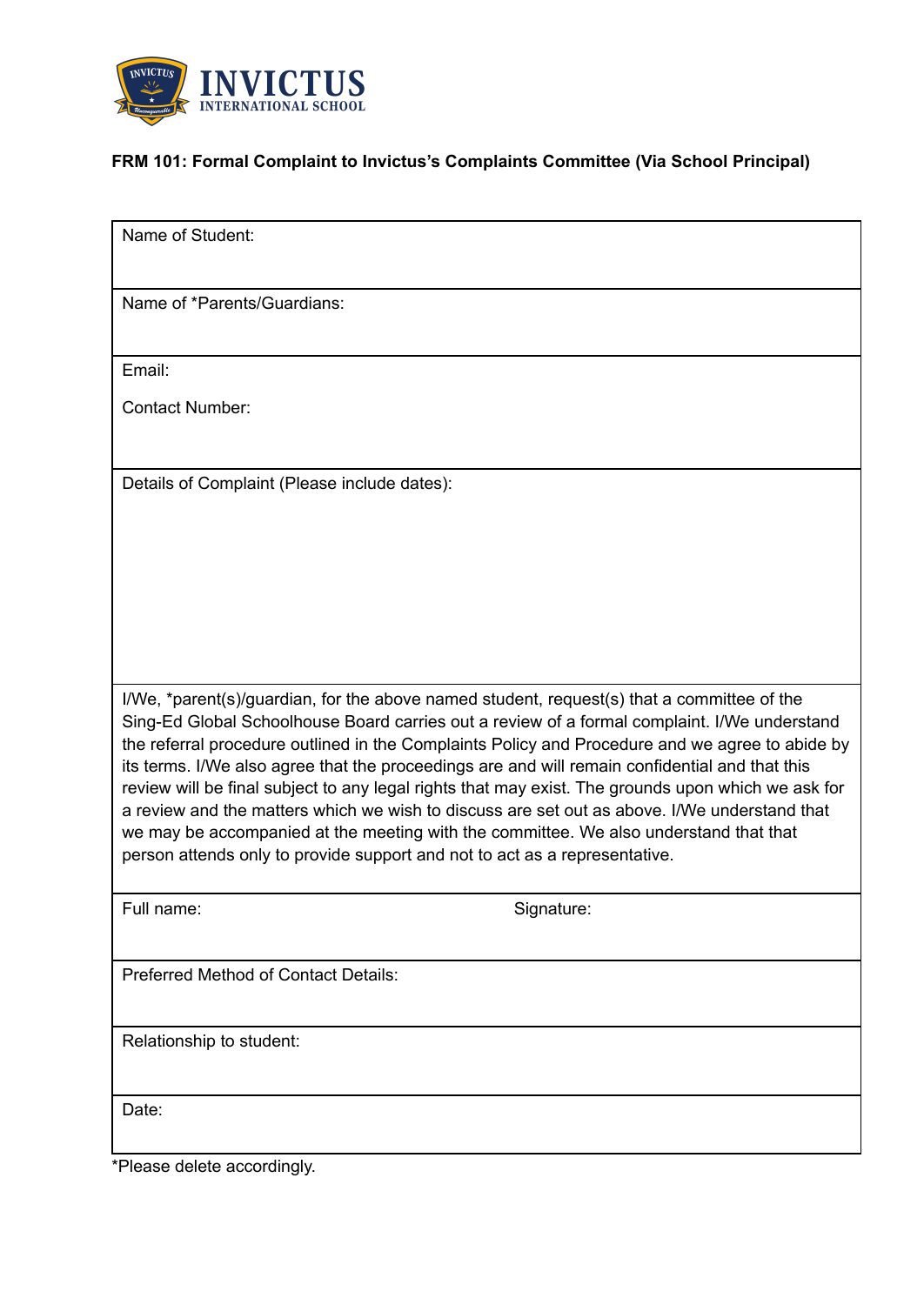INVICTUS
INTERNATIONAL SCHOOL

**FRM 101: Formal Complaint to Invictus's Complaints Committee (Via School Principal)**

| | |
|---|---|
| Name of Student: | |
| Name of *Parents/Guardians: | |
| Email:<br><br>Contact Number: | |
| Details of Complaint (Please include dates): | |
| I/We, *parent(s)/guardian, for the above named student, request(s) that a committee of the Sing-Ed Global Schoolhouse Board carries out a review of a formal complaint. I/We understand the referral procedure outlined in the Complaints Policy and Procedure and we agree to abide by its terms. I/We also agree that the proceedings are and will remain confidential and that this review will be final subject to any legal rights that may exist. The grounds upon which we ask for a review and the matters which we wish to discuss are set out as above. I/We understand that we may be accompanied at the meeting with the committee. We also understand that that person attends only to provide support and not to act as a representative. | |
| Full name: | Signature: |
| Preferred Method of Contact Details: | |
| Relationship to student: | |
| Date: | |

*Please delete accordingly.